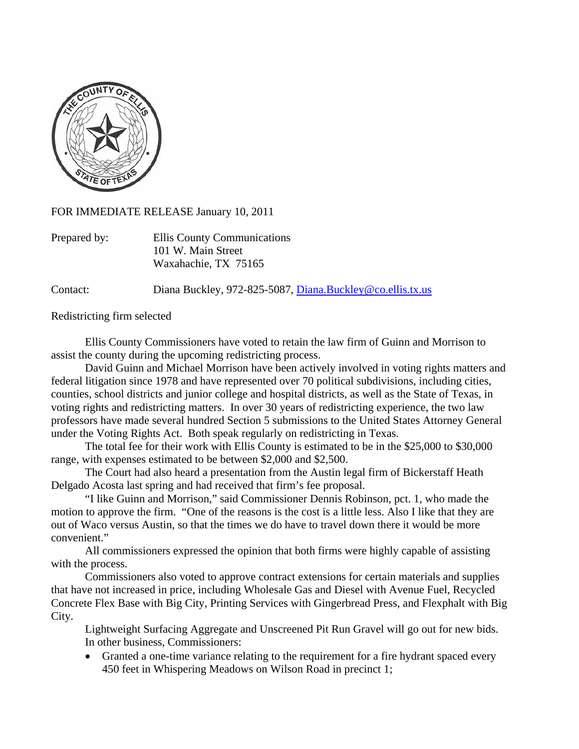FOR IMMEDIATE RELEASE January 10, 2011

Prepared by: Ellis County Communications
101 W. Main Street
Waxahachie, TX 75165

Contact: Diana Buckley, 972-825-5087, Diana.Buckley@co.ellis.tx.us

Redistricting firm selected

Ellis County Commissioners have voted to retain the law firm of Guinn and Morrison to assist the county during the upcoming redistricting process.

David Guinn and Michael Morrison have been actively involved in voting rights matters and federal litigation since 1978 and have represented over 70 political subdivisions, including cities, counties, school districts and junior college and hospital districts, as well as the State of Texas, in voting rights and redistricting matters. In over 30 years of redistricting experience, the two law professors have made several hundred Section 5 submissions to the United States Attorney General under the Voting Rights Act. Both speak regularly on redistricting in Texas.

The total fee for their work with Ellis County is estimated to be in the $25,000 to $30,000 range, with expenses estimated to be between $2,000 and $2,500.

The Court had also heard a presentation from the Austin legal firm of Bickerstaff Heath Delgado Acosta last spring and had received that firm's fee proposal.

"I like Guinn and Morrison," said Commissioner Dennis Robinson, pct. 1, who made the motion to approve the firm. "One of the reasons is the cost is a little less. Also I like that they are out of Waco versus Austin, so that the times we do have to travel down there it would be more convenient."

All commissioners expressed the opinion that both firms were highly capable of assisting with the process.

Commissioners also voted to approve contract extensions for certain materials and supplies that have not increased in price, including Wholesale Gas and Diesel with Avenue Fuel, Recycled Concrete Flex Base with Big City, Printing Services with Gingerbread Press, and Flexphalt with Big City.

Lightweight Surfacing Aggregate and Unscreened Pit Run Gravel will go out for new bids.

In other business, Commissioners:

- Granted a one-time variance relating to the requirement for a fire hydrant spaced every 450 feet in Whispering Meadows on Wilson Road in precinct 1;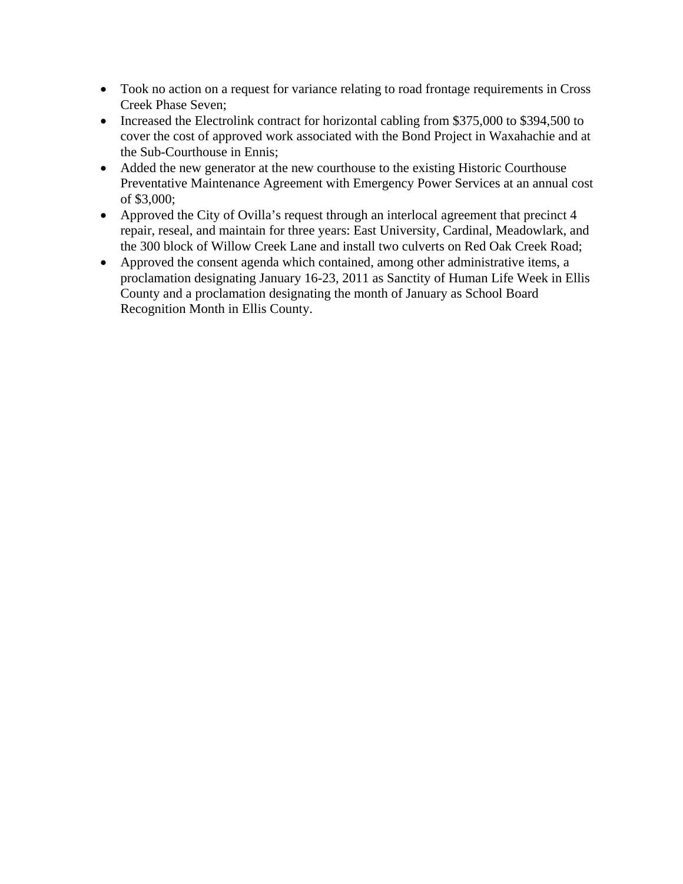- Took no action on a request for variance relating to road frontage requirements in Cross Creek Phase Seven;
- Increased the Electrolink contract for horizontal cabling from $375,000 to $394,500 to cover the cost of approved work associated with the Bond Project in Waxahachie and at the Sub-Courthouse in Ennis;
- Added the new generator at the new courthouse to the existing Historic Courthouse Preventative Maintenance Agreement with Emergency Power Services at an annual cost of $3,000;
- Approved the City of Ovilla's request through an interlocal agreement that precinct 4 repair, reseal, and maintain for three years: East University, Cardinal, Meadowlark, and the 300 block of Willow Creek Lane and install two culverts on Red Oak Creek Road;
- Approved the consent agenda which contained, among other administrative items, a proclamation designating January 16-23, 2011 as Sanctity of Human Life Week in Ellis County and a proclamation designating the month of January as School Board Recognition Month in Ellis County.